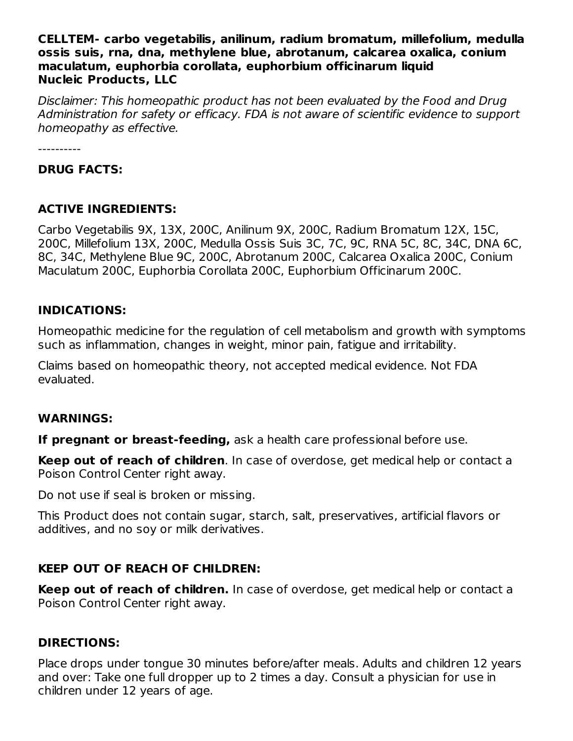**CELLTEM- carbo vegetabilis, anilinum, radium bromatum, millefolium, medulla ossis suis, rna, dna, methylene blue, abrotanum, calcarea oxalica, conium maculatum, euphorbia corollata, euphorbium officinarum liquid**
**Nucleic Products, LLC**

*Disclaimer: This homeopathic product has not been evaluated by the Food and Drug Administration for safety or efficacy. FDA is not aware of scientific evidence to support homeopathy as effective.*

----------

**DRUG FACTS:**

**ACTIVE INGREDIENTS:**

Carbo Vegetabilis 9X, 13X, 200C, Anilinum 9X, 200C, Radium Bromatum 12X, 15C, 200C, Millefolium 13X, 200C, Medulla Ossis Suis 3C, 7C, 9C, RNA 5C, 8C, 34C, DNA 6C, 8C, 34C, Methylene Blue 9C, 200C, Abrotanum 200C, Calcarea Oxalica 200C, Conium Maculatum 200C, Euphorbia Corollata 200C, Euphorbium Officinarum 200C.

**INDICATIONS:**

Homeopathic medicine for the regulation of cell metabolism and growth with symptoms such as inflammation, changes in weight, minor pain, fatigue and irritability.

Claims based on homeopathic theory, not accepted medical evidence. Not FDA evaluated.

**WARNINGS:**

**If pregnant or breast-feeding,** ask a health care professional before use.

**Keep out of reach of children**. In case of overdose, get medical help or contact a Poison Control Center right away.

Do not use if seal is broken or missing.

This Product does not contain sugar, starch, salt, preservatives, artificial flavors or additives, and no soy or milk derivatives.

**KEEP OUT OF REACH OF CHILDREN:**

**Keep out of reach of children.** In case of overdose, get medical help or contact a Poison Control Center right away.

**DIRECTIONS:**

Place drops under tongue 30 minutes before/after meals. Adults and children 12 years and over: Take one full dropper up to 2 times a day. Consult a physician for use in children under 12 years of age.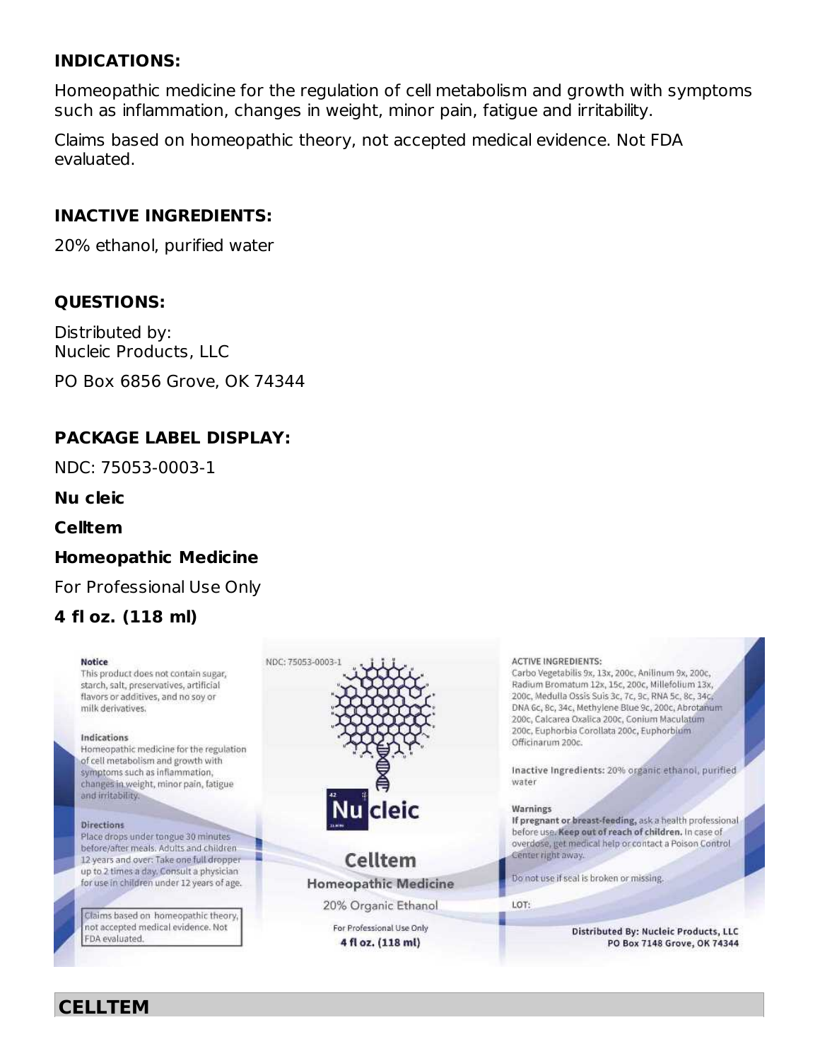## INDICATIONS:

Homeopathic medicine for the regulation of cell metabolism and growth with symptoms such as inflammation, changes in weight, minor pain, fatigue and irritability.

Claims based on homeopathic theory, not accepted medical evidence. Not FDA evaluated.

## INACTIVE INGREDIENTS:

20% ethanol, purified water

## QUESTIONS:

Distributed by:
Nucleic Products, LLC

PO Box 6856 Grove, OK 74344

## PACKAGE LABEL DISPLAY:

NDC: 75053-0003-1

**Nu cleic**

**Celltem**

**Homeopathic Medicine**

For Professional Use Only

**4 fl oz. (118 ml)**

**Notice**
This product does not contain sugar, starch, salt, preservatives, artificial flavors or additives, and no soy or milk derivatives.

**Indications**
Homeopathic medicine for the regulation of cell metabolism and growth with symptoms such as inflammation, changes in weight, minor pain, fatigue and irritability.

**Directions**
Place drops under tongue 30 minutes before/after meals. Adults and children 12 years and over: Take one full dropper up to 2 times a day. Consult a physician for use in children under 12 years of age.

Claims based on homeopathic theory, not accepted medical evidence. Not FDA evaluated.

NDC: 75053-0003-1

Nu cleic

**Celltem**

**Homeopathic Medicine**

20% Organic Ethanol

For Professional Use Only

**4 fl oz. (118 ml)**

**ACTIVE INGREDIENTS:**
Carbo Vegetabilis 9x, 13x, 200c, Anilinum 9x, 200c, Radium Bromatum 12x, 15c, 200c, Millefolium 13x, 200c, Medulla Ossis Suis 3c, 7c, 9c, RNA 5c, 8c, 34c, DNA 6c, 8c, 34c, Methylene Blue 9c, 200c, Abrotanum 200c, Calcarea Oxalica 200c, Conium Maculatum 200c, Euphorbia Corollata 200c, Euphorbium Officinarum 200c.

**Inactive Ingredients:** 20% organic ethanol, purified water

**Warnings**
**If pregnant or breast-feeding,** ask a health professional before use. **Keep out of reach of children.** In case of overdose, get medical help or contact a Poison Control Center right away.

Do not use if seal is broken or missing.

LOT:

**Distributed By: Nucleic Products, LLC**
**PO Box 7148 Grove, OK 74344**

## CELLTEM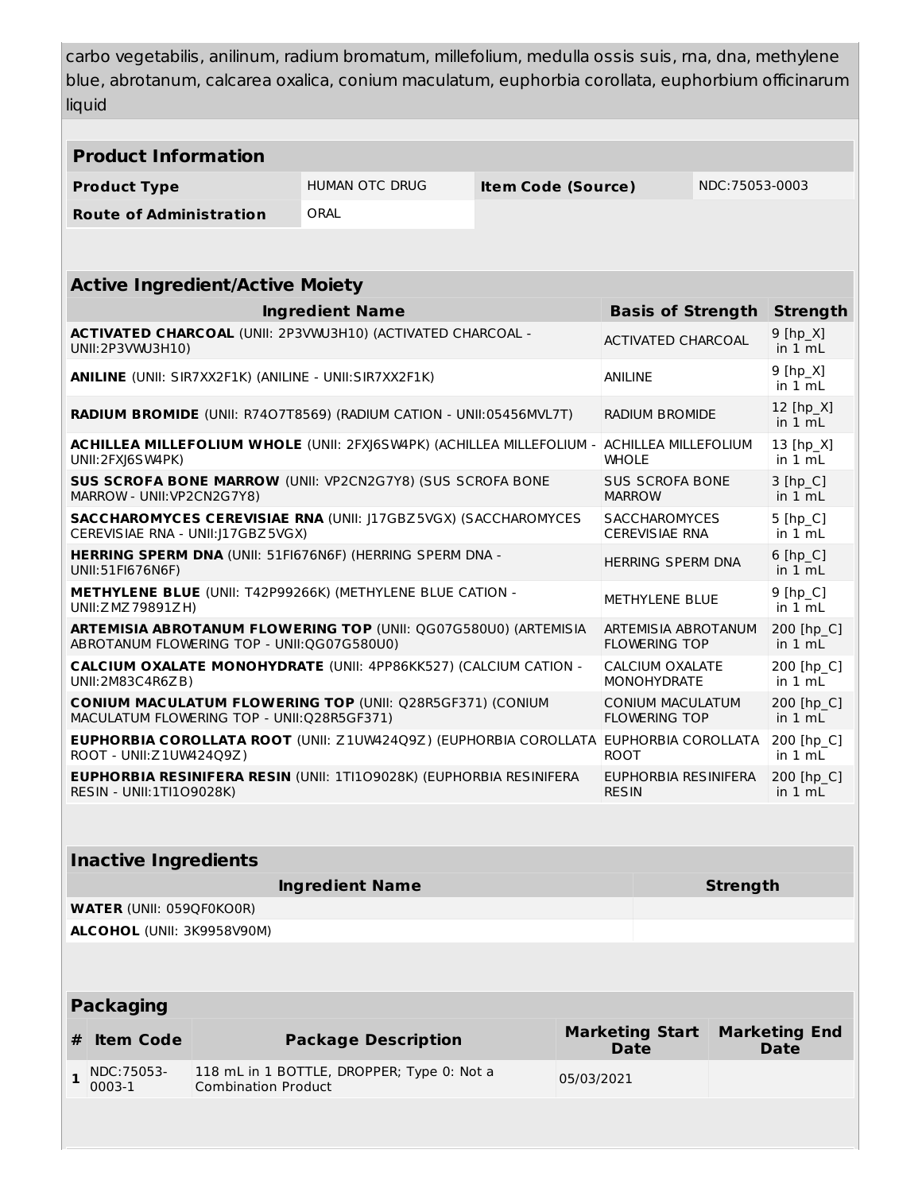carbo vegetabilis, anilinum, radium bromatum, millefolium, medulla ossis suis, rna, dna, methylene blue, abrotanum, calcarea oxalica, conium maculatum, euphorbia corollata, euphorbium officinarum liquid

## Product Information

| Product Type | HUMAN OTC DRUG | Item Code (Source) | NDC:75053-0003 |
|---|---|---|---|
| Route of Administration | ORAL | | |

## Active Ingredient/Active Moiety

| Ingredient Name | Basis of Strength | Strength |
|---|---|---|
| **ACTIVATED CHARCOAL** (UNII: 2P3VWU3H10) (ACTIVATED CHARCOAL - UNII:2P3VWU3H10) | ACTIVATED CHARCOAL | 9 [hp_X] in 1 mL |
| **ANILINE** (UNII: SIR7XX2F1K) (ANILINE - UNII:SIR7XX2F1K) | ANILINE | 9 [hp_X] in 1 mL |
| **RADIUM BROMIDE** (UNII: R74O7T8569) (RADIUM CATION - UNII:05456MVL7T) | RADIUM BROMIDE | 12 [hp_X] in 1 mL |
| **ACHILLEA MILLEFOLIUM WHOLE** (UNII: 2FXJ6SW4PK) (ACHILLEA MILLEFOLIUM - UNII:2FXJ6SW4PK) | ACHILLEA MILLEFOLIUM WHOLE | 13 [hp_X] in 1 mL |
| **SUS SCROFA BONE MARROW** (UNII: VP2CN2G7Y8) (SUS SCROFA BONE MARROW - UNII:VP2CN2G7Y8) | SUS SCROFA BONE MARROW | 3 [hp_C] in 1 mL |
| **SACCHAROMYCES CEREVISIAE RNA** (UNII: J17GBZ5VGX) (SACCHAROMYCES CEREVISIAE RNA - UNII:J17GBZ5VGX) | SACCHAROMYCES CEREVISIAE RNA | 5 [hp_C] in 1 mL |
| **HERRING SPERM DNA** (UNII: 51FI676N6F) (HERRING SPERM DNA - UNII:51FI676N6F) | HERRING SPERM DNA | 6 [hp_C] in 1 mL |
| **METHYLENE BLUE** (UNII: T42P99266K) (METHYLENE BLUE CATION - UNII:ZMZ79891ZH) | METHYLENE BLUE | 9 [hp_C] in 1 mL |
| **ARTEMISIA ABROTANUM FLOWERING TOP** (UNII: QG07G580U0) (ARTEMISIA ABROTANUM FLOWERING TOP - UNII:QG07G580U0) | ARTEMISIA ABROTANUM FLOWERING TOP | 200 [hp_C] in 1 mL |
| **CALCIUM OXALATE MONOHYDRATE** (UNII: 4PP86KK527) (CALCIUM CATION - UNII:2M83C4R6ZB) | CALCIUM OXALATE MONOHYDRATE | 200 [hp_C] in 1 mL |
| **CONIUM MACULATUM FLOWERING TOP** (UNII: Q28R5GF371) (CONIUM MACULATUM FLOWERING TOP - UNII:Q28R5GF371) | CONIUM MACULATUM FLOWERING TOP | 200 [hp_C] in 1 mL |
| **EUPHORBIA COROLLATA ROOT** (UNII: Z1UW424Q9Z) (EUPHORBIA COROLLATA ROOT - UNII:Z1UW424Q9Z) | EUPHORBIA COROLLATA ROOT | 200 [hp_C] in 1 mL |
| **EUPHORBIA RESINIFERA RESIN** (UNII: 1TI1O9028K) (EUPHORBIA RESINIFERA RESIN - UNII:1TI1O9028K) | EUPHORBIA RESINIFERA RESIN | 200 [hp_C] in 1 mL |

## Inactive Ingredients

| Ingredient Name | Strength |
|---|---|
| **WATER** (UNII: 059QF0KO0R) | |
| **ALCOHOL** (UNII: 3K9958V90M) | |

## Packaging

| # | Item Code | Package Description | Marketing Start Date | Marketing End Date |
|---|---|---|---|---|
| 1 | NDC:75053-0003-1 | 118 mL in 1 BOTTLE, DROPPER; Type 0: Not a Combination Product | 05/03/2021 | |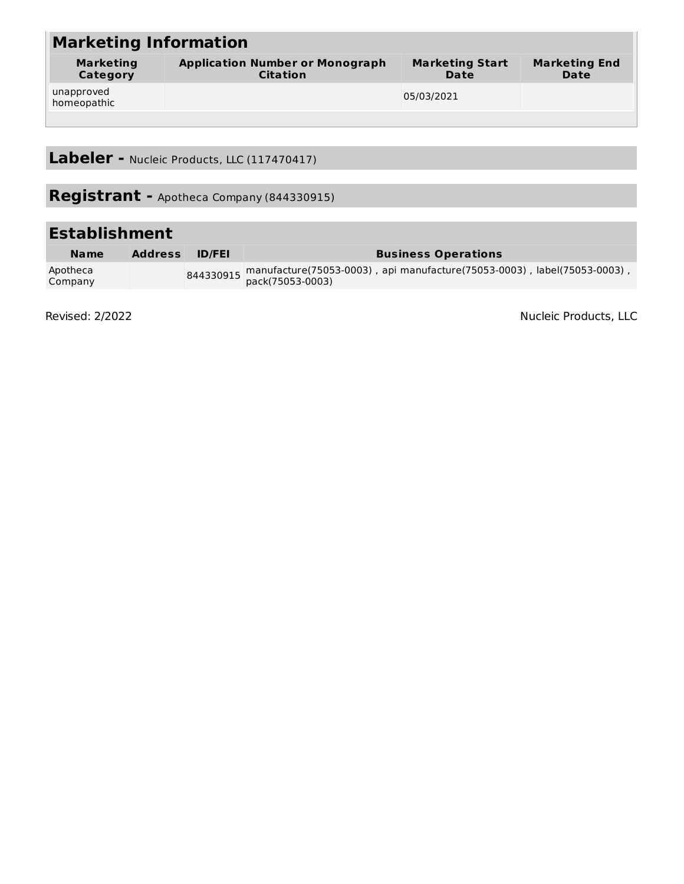## Marketing Information

| Marketing Category | Application Number or Monograph Citation | Marketing Start Date | Marketing End Date |
|---|---|---|---|
| unapproved homeopathic | | 05/03/2021 | |

## Labeler - Nucleic Products, LLC (117470417)

## Registrant - Apotheca Company (844330915)

## Establishment

| Name | Address | ID/FEI | Business Operations |
|---|---|---|---|
| Apotheca Company | | 844330915 | manufacture(75053-0003) , api manufacture(75053-0003) , label(75053-0003) , pack(75053-0003) |

Revised: 2/2022

Nucleic Products, LLC